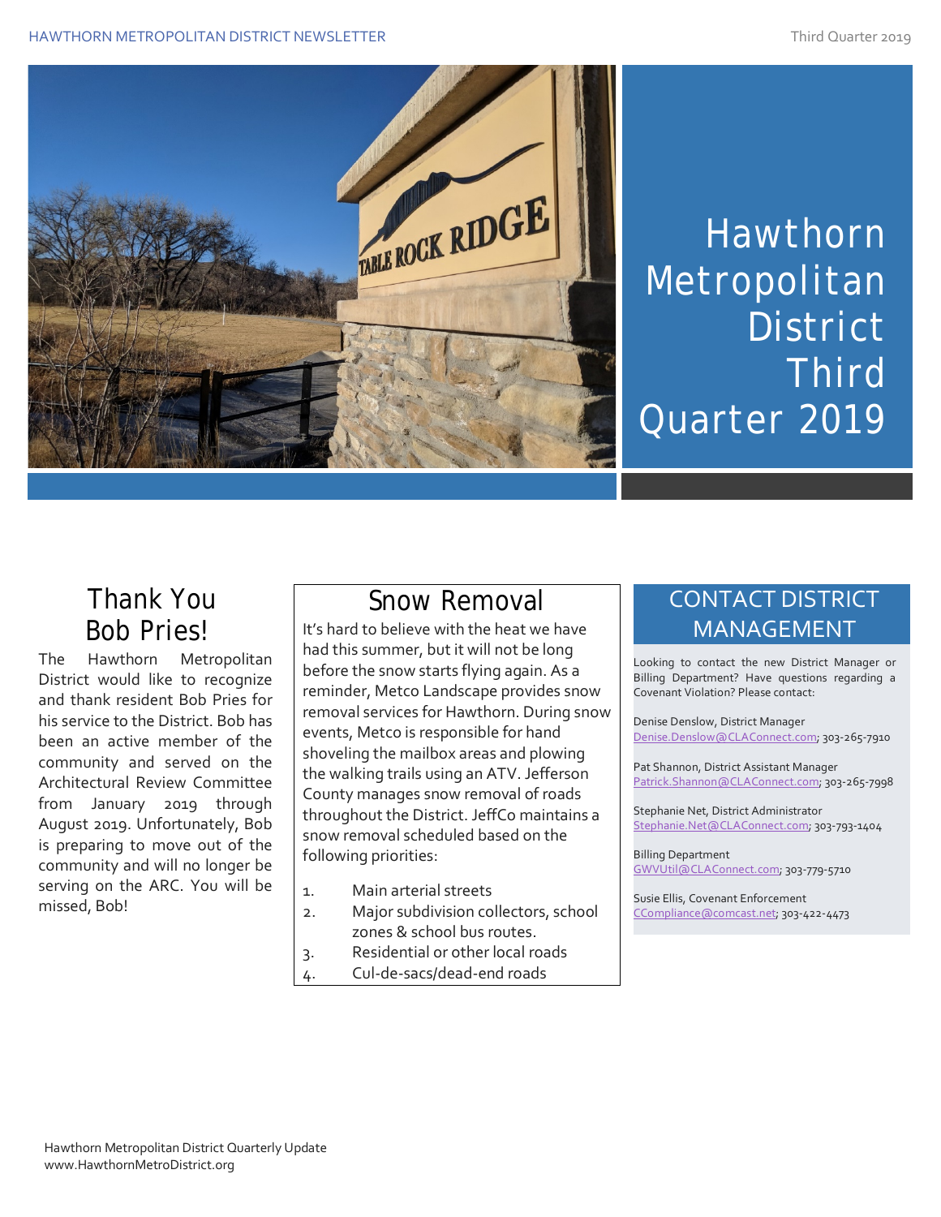# Hawthorn Metropolitan District Third Quarter 2019

## Thank You Bob Pries!

The Hawthorn Metropolitan District would like to recognize and thank resident Bob Pries for his service to the District. Bob has been an active member of the community and served on the Architectural Review Committee from January 2019 through August 2019. Unfortunately, Bob is preparing to move out of the community and will no longer be serving on the ARC. You will be missed, Bob!

## Snow Removal

It's hard to believe with the heat we have had this summer, but it will not be long before the snow starts flying again. As a reminder, Metco Landscape provides snow removal services for Hawthorn. During snow events, Metco is responsible for hand shoveling the mailbox areas and plowing the walking trails using an ATV. Jefferson County manages snow removal of roads throughout the District. JeffCo maintains a snow removal scheduled based on the following priorities:

1. Main arterial streets
2. Major subdivision collectors, school zones & school bus routes.
3. Residential or other local roads
4. Cul-de-sacs/dead-end roads

## CONTACT DISTRICT MANAGEMENT

Looking to contact the new District Manager or Billing Department? Have questions regarding a Covenant Violation? Please contact:

Denise Denslow, District Manager
Denise.Denslow@CLAConnect.com; 303-265-7910

Pat Shannon, District Assistant Manager
Patrick.Shannon@CLAConnect.com; 303-265-7998

Stephanie Net, District Administrator
Stephanie.Net@CLAConnect.com; 303-793-1404

Billing Department
GWVUtil@CLAConnect.com; 303-779-5710

Susie Ellis, Covenant Enforcement
CCompliance@comcast.net; 303-422-4473

Hawthorn Metropolitan District Quarterly Update
www.HawthornMetroDistrict.org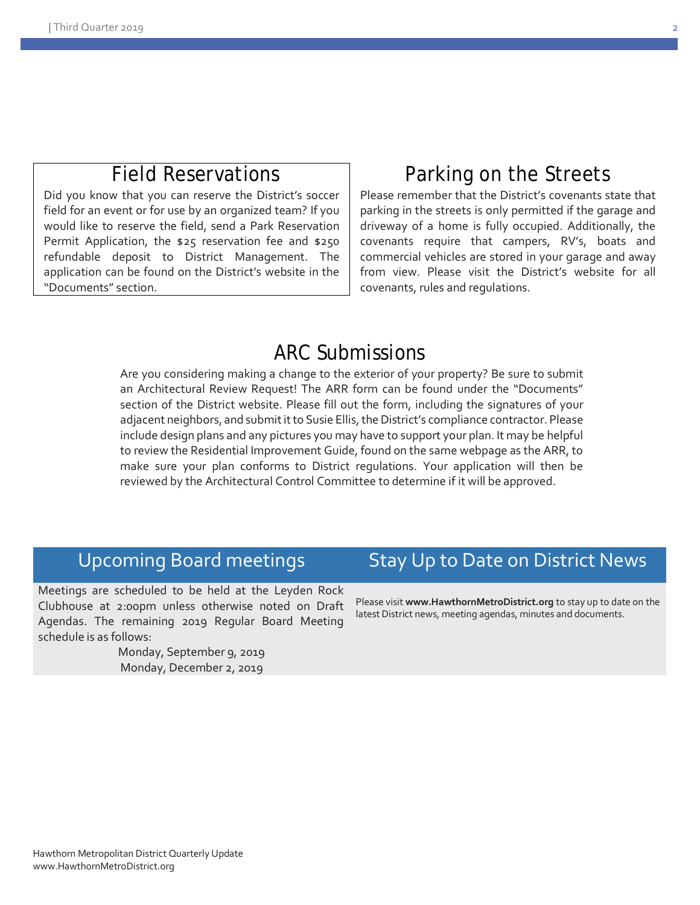## Field Reservations

Did you know that you can reserve the District's soccer field for an event or for use by an organized team? If you would like to reserve the field, send a Park Reservation Permit Application, the $25 reservation fee and $250 refundable deposit to District Management. The application can be found on the District's website in the "Documents" section.

## Parking on the Streets

Please remember that the District's covenants state that parking in the streets is only permitted if the garage and driveway of a home is fully occupied. Additionally, the covenants require that campers, RV's, boats and commercial vehicles are stored in your garage and away from view. Please visit the District's website for all covenants, rules and regulations.

## ARC Submissions

Are you considering making a change to the exterior of your property? Be sure to submit an Architectural Review Request! The ARR form can be found under the "Documents" section of the District website. Please fill out the form, including the signatures of your adjacent neighbors, and submit it to Susie Ellis, the District's compliance contractor. Please include design plans and any pictures you may have to support your plan. It may be helpful to review the Residential Improvement Guide, found on the same webpage as the ARR, to make sure your plan conforms to District regulations. Your application will then be reviewed by the Architectural Control Committee to determine if it will be approved.

## Upcoming Board meetings

Meetings are scheduled to be held at the Leyden Rock Clubhouse at 2:00pm unless otherwise noted on Draft Agendas. The remaining 2019 Regular Board Meeting schedule is as follows:

Monday, September 9, 2019
Monday, December 2, 2019

## Stay Up to Date on District News

Please visit **www.HawthornMetroDistrict.org** to stay up to date on the latest District news, meeting agendas, minutes and documents.